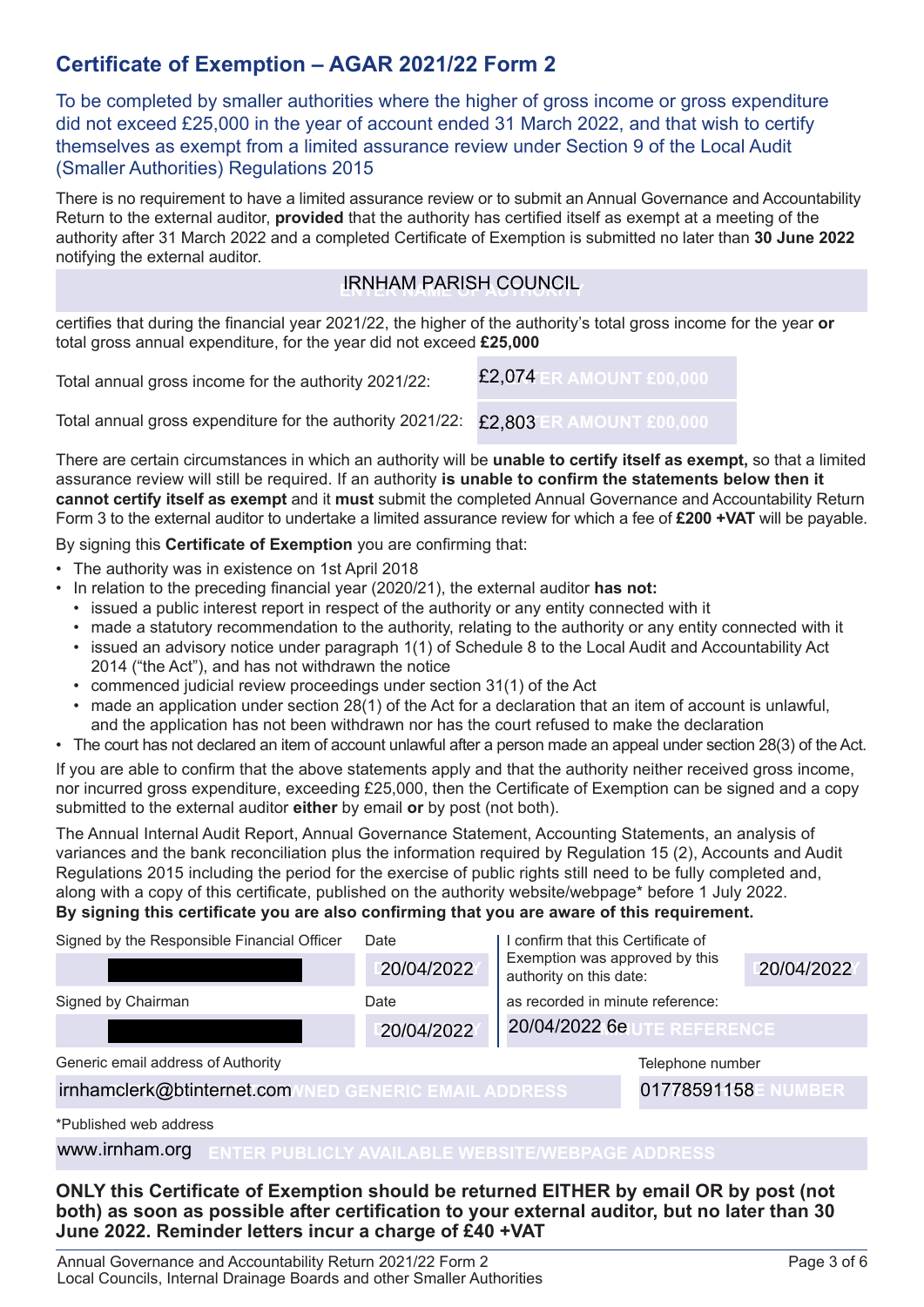# Certificate of Exemption – AGAR 2021/22 Form 2

To be completed by smaller authorities where the higher of gross income or gross expenditure did not exceed £25,000 in the year of account ended 31 March 2022, and that wish to certify themselves as exempt from a limited assurance review under Section 9 of the Local Audit (Smaller Authorities) Regulations 2015

There is no requirement to have a limited assurance review or to submit an Annual Governance and Accountability Return to the external auditor, **provided** that the authority has certified itself as exempt at a meeting of the authority after 31 March 2022 and a completed Certificate of Exemption is submitted no later than **30 June 2022** notifying the external auditor.

IRNHAM PARISH COUNCIL

certifies that during the financial year 2021/22, the higher of the authority's total gross income for the year **or** total gross annual expenditure, for the year did not exceed **£25,000**

| | |
|---|---|
| Total annual gross income for the authority 2021/22: | £2,074 |
| Total annual gross expenditure for the authority 2021/22: | £2,803 |

There are certain circumstances in which an authority will be **unable to certify itself as exempt,** so that a limited assurance review will still be required. If an authority **is unable to confirm the statements below then it cannot certify itself as exempt** and it **must** submit the completed Annual Governance and Accountability Return Form 3 to the external auditor to undertake a limited assurance review for which a fee of **£200 +VAT** will be payable.

By signing this **Certificate of Exemption** you are confirming that:

- The authority was in existence on 1st April 2018
- In relation to the preceding financial year (2020/21), the external auditor **has not:**
  - issued a public interest report in respect of the authority or any entity connected with it
  - made a statutory recommendation to the authority, relating to the authority or any entity connected with it
  - issued an advisory notice under paragraph 1(1) of Schedule 8 to the Local Audit and Accountability Act 2014 ("the Act"), and has not withdrawn the notice
  - commenced judicial review proceedings under section 31(1) of the Act
  - made an application under section 28(1) of the Act for a declaration that an item of account is unlawful, and the application has not been withdrawn nor has the court refused to make the declaration
- The court has not declared an item of account unlawful after a person made an appeal under section 28(3) of the Act.

If you are able to confirm that the above statements apply and that the authority neither received gross income, nor incurred gross expenditure, exceeding £25,000, then the Certificate of Exemption can be signed and a copy submitted to the external auditor **either** by email **or** by post (not both).

The Annual Internal Audit Report, Annual Governance Statement, Accounting Statements, an analysis of variances and the bank reconciliation plus the information required by Regulation 15 (2), Accounts and Audit Regulations 2015 including the period for the exercise of public rights still need to be fully completed and, along with a copy of this certificate, published on the authority website/webpage* before 1 July 2022.
**By signing this certificate you are also confirming that you are aware of this requirement.**

| Signed by the Responsible Financial Officer | Date | I confirm that this Certificate of Exemption was approved by this authority on this date: | |
|---|---|---|---|
| [redacted] | 20/04/2022 | | 20/04/2022 |
| Signed by Chairman | Date | as recorded in minute reference: | |
| [redacted] | 20/04/2022 | 20/04/2022 6e | |

| Generic email address of Authority | Telephone number |
|---|---|
| irnhamclerk@btinternet.com | 01778591158 |

*Published web address

www.irnham.org

**ONLY this Certificate of Exemption should be returned EITHER by email OR by post (not both) as soon as possible after certification to your external auditor, but no later than 30 June 2022. Reminder letters incur a charge of £40 +VAT**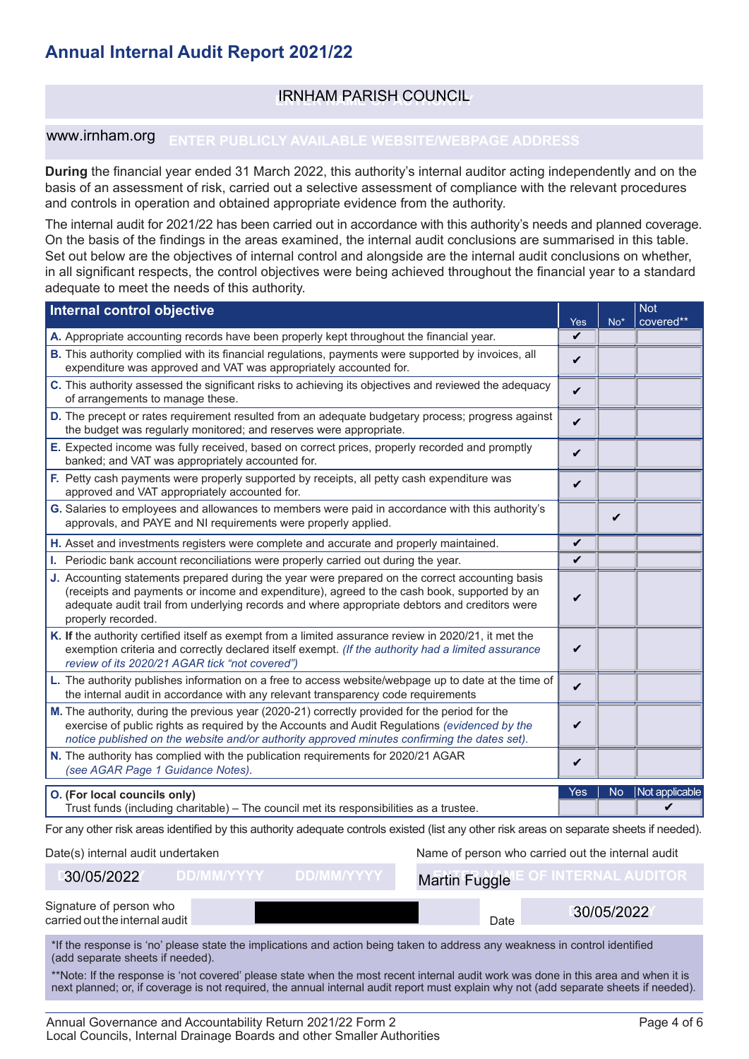# Annual Internal Audit Report 2021/22

IRNHAM PARISH COUNCIL

www.irnham.org

**During** the financial year ended 31 March 2022, this authority's internal auditor acting independently and on the basis of an assessment of risk, carried out a selective assessment of compliance with the relevant procedures and controls in operation and obtained appropriate evidence from the authority.

The internal audit for 2021/22 has been carried out in accordance with this authority's needs and planned coverage. On the basis of the findings in the areas examined, the internal audit conclusions are summarised in this table. Set out below are the objectives of internal control and alongside are the internal audit conclusions on whether, in all significant respects, the control objectives were being achieved throughout the financial year to a standard adequate to meet the needs of this authority.

| Internal control objective | Yes | No* | Not covered** |
|---|---|---|---|
| **A.** Appropriate accounting records have been properly kept throughout the financial year. | ✔ | | |
| **B.** This authority complied with its financial regulations, payments were supported by invoices, all expenditure was approved and VAT was appropriately accounted for. | ✔ | | |
| **C.** This authority assessed the significant risks to achieving its objectives and reviewed the adequacy of arrangements to manage these. | ✔ | | |
| **D.** The precept or rates requirement resulted from an adequate budgetary process; progress against the budget was regularly monitored; and reserves were appropriate. | ✔ | | |
| **E.** Expected income was fully received, based on correct prices, properly recorded and promptly banked; and VAT was appropriately accounted for. | ✔ | | |
| **F.** Petty cash payments were properly supported by receipts, all petty cash expenditure was approved and VAT appropriately accounted for. | ✔ | | |
| **G.** Salaries to employees and allowances to members were paid in accordance with this authority's approvals, and PAYE and NI requirements were properly applied. | | ✔ | |
| **H.** Asset and investments registers were complete and accurate and properly maintained. | ✔ | | |
| **I.** Periodic bank account reconciliations were properly carried out during the year. | ✔ | | |
| **J.** Accounting statements prepared during the year were prepared on the correct accounting basis (receipts and payments or income and expenditure), agreed to the cash book, supported by an adequate audit trail from underlying records and where appropriate debtors and creditors were properly recorded. | ✔ | | |
| **K. If** the authority certified itself as exempt from a limited assurance review in 2020/21, it met the exemption criteria and correctly declared itself exempt. *(If the authority had a limited assurance review of its 2020/21 AGAR tick "not covered")* | ✔ | | |
| **L.** The authority publishes information on a free to access website/webpage up to date at the time of the internal audit in accordance with any relevant transparency code requirements | ✔ | | |
| **M.** The authority, during the previous year (2020-21) correctly provided for the period for the exercise of public rights as required by the Accounts and Audit Regulations *(evidenced by the notice published on the website and/or authority approved minutes confirming the dates set).* | ✔ | | |
| **N.** The authority has complied with the publication requirements for 2020/21 AGAR *(see AGAR Page 1 Guidance Notes).* | ✔ | | |

| | Yes | No | Not applicable |
|---|---|---|---|
| **O. (For local councils only)** Trust funds (including charitable) – The council met its responsibilities as a trustee. | | | ✔ |

For any other risk areas identified by this authority adequate controls existed (list any other risk areas on separate sheets if needed).

Date(s) internal audit undertaken: 30/05/2022

Name of person who carried out the internal audit: Martin Fuggle

Signature of person who carried out the internal audit: [redacted]

Date: 30/05/2022

*If the response is 'no' please state the implications and action being taken to address any weakness in control identified (add separate sheets if needed).

**Note: If the response is 'not covered' please state when the most recent internal audit work was done in this area and when it is next planned; or, if coverage is not required, the annual internal audit report must explain why not (add separate sheets if needed).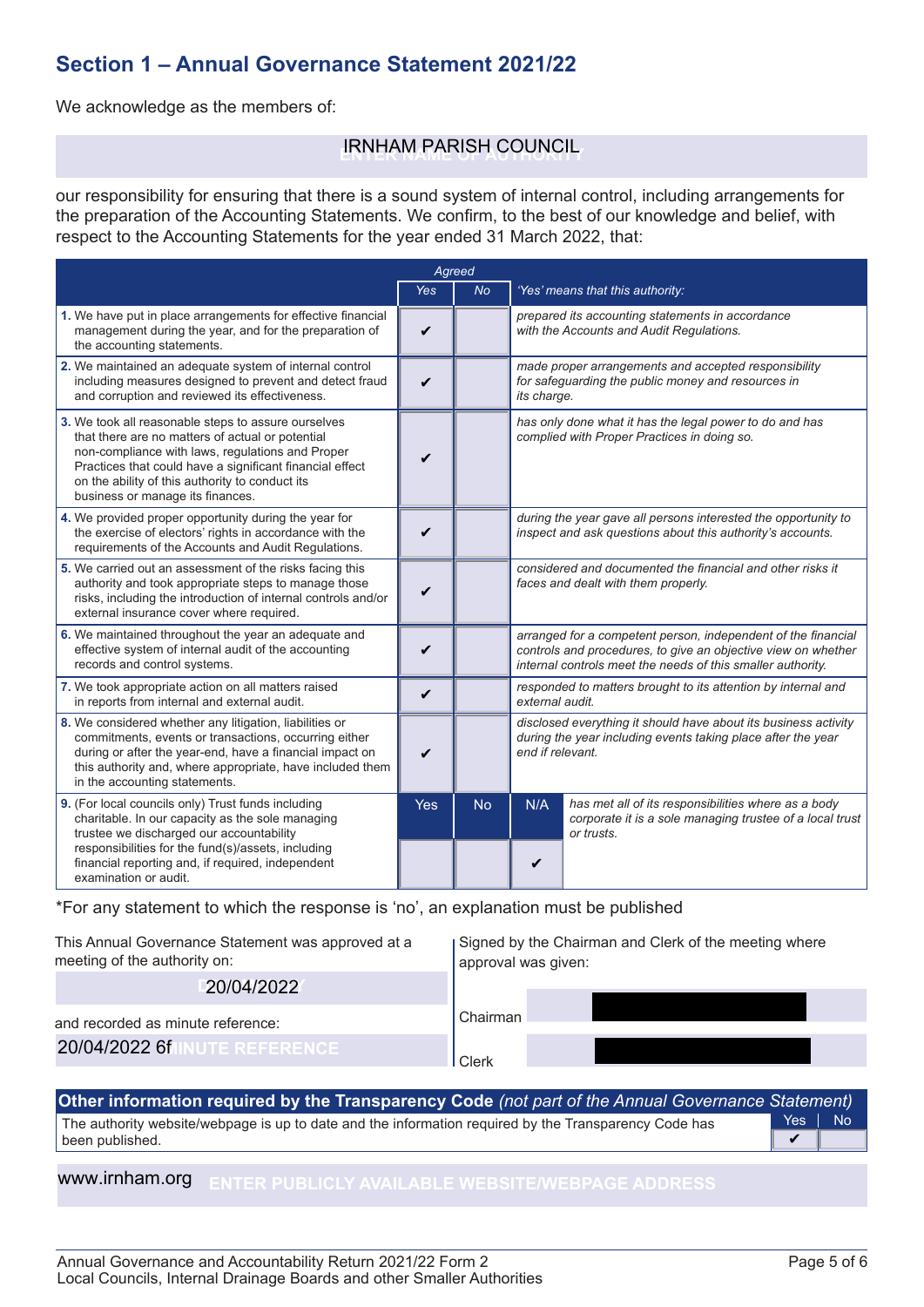## Section 1 – Annual Governance Statement 2021/22

We acknowledge as the members of:

IRNHAM PARISH COUNCIL

our responsibility for ensuring that there is a sound system of internal control, including arrangements for the preparation of the Accounting Statements. We confirm, to the best of our knowledge and belief, with respect to the Accounting Statements for the year ended 31 March 2022, that:

| | Agreed | | | |
|---|---|---|---|---|
| | Yes | No | | 'Yes' means that this authority: |
| 1. We have put in place arrangements for effective financial management during the year, and for the preparation of the accounting statements. | ✔ | | | prepared its accounting statements in accordance with the Accounts and Audit Regulations. |
| 2. We maintained an adequate system of internal control including measures designed to prevent and detect fraud and corruption and reviewed its effectiveness. | ✔ | | | made proper arrangements and accepted responsibility for safeguarding the public money and resources in its charge. |
| 3. We took all reasonable steps to assure ourselves that there are no matters of actual or potential non-compliance with laws, regulations and Proper Practices that could have a significant financial effect on the ability of this authority to conduct its business or manage its finances. | ✔ | | | has only done what it has the legal power to do and has complied with Proper Practices in doing so. |
| 4. We provided proper opportunity during the year for the exercise of electors' rights in accordance with the requirements of the Accounts and Audit Regulations. | ✔ | | | during the year gave all persons interested the opportunity to inspect and ask questions about this authority's accounts. |
| 5. We carried out an assessment of the risks facing this authority and took appropriate steps to manage those risks, including the introduction of internal controls and/or external insurance cover where required. | ✔ | | | considered and documented the financial and other risks it faces and dealt with them properly. |
| 6. We maintained throughout the year an adequate and effective system of internal audit of the accounting records and control systems. | ✔ | | | arranged for a competent person, independent of the financial controls and procedures, to give an objective view on whether internal controls meet the needs of this smaller authority. |
| 7. We took appropriate action on all matters raised in reports from internal and external audit. | ✔ | | | responded to matters brought to its attention by internal and external audit. |
| 8. We considered whether any litigation, liabilities or commitments, events or transactions, occurring either during or after the year-end, have a financial impact on this authority and, where appropriate, have included them in the accounting statements. | ✔ | | | disclosed everything it should have about its business activity during the year including events taking place after the year end if relevant. |
| 9. (For local councils only) Trust funds including charitable. In our capacity as the sole managing trustee we discharged our accountability responsibilities for the fund(s)/assets, including financial reporting and, if required, independent examination or audit. | Yes | No | N/A | has met all of its responsibilities where as a body corporate it is a sole managing trustee of a local trust or trusts. |
| | | | ✔ | |

*For any statement to which the response is 'no', an explanation must be published

This Annual Governance Statement was approved at a meeting of the authority on:

20/04/2022

and recorded as minute reference:

20/04/2022 6f

Signed by the Chairman and Clerk of the meeting where approval was given:

Chairman

Clerk

| **Other information required by the Transparency Code** *(not part of the Annual Governance Statement)* | Yes | No |
|---|---|---|
| The authority website/webpage is up to date and the information required by the Transparency Code has been published. | ✔ | |

www.irnham.org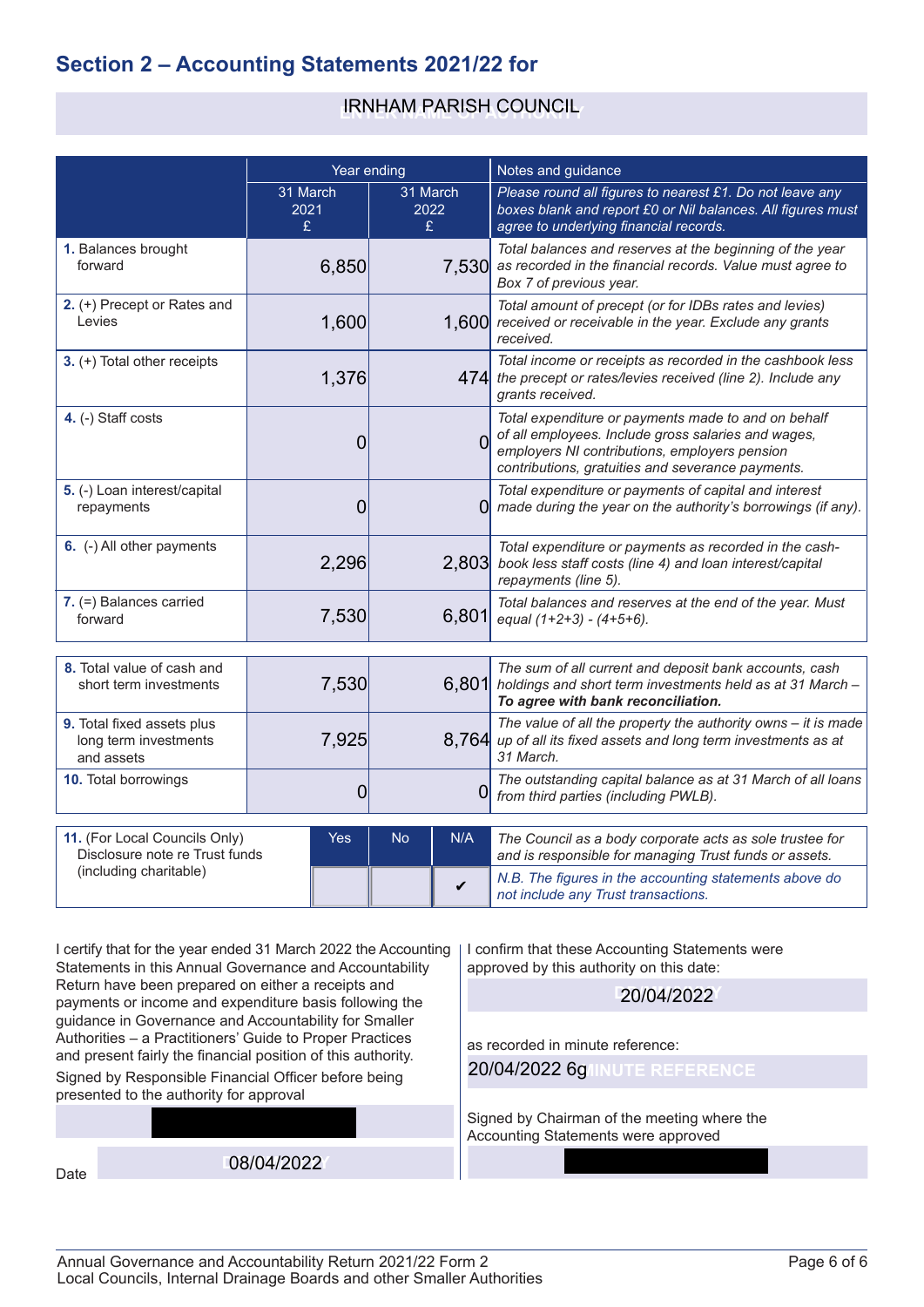## Section 2 – Accounting Statements 2021/22 for

IRNHAM PARISH COUNCIL

| | Year ending | | Notes and guidance |
|---|---|---|---|
| | 31 March 2021 £ | 31 March 2022 £ | *Please round all figures to nearest £1. Do not leave any boxes blank and report £0 or Nil balances. All figures must agree to underlying financial records.* |
| **1.** Balances brought forward | 6,850 | 7,530 | *Total balances and reserves at the beginning of the year as recorded in the financial records. Value must agree to Box 7 of previous year.* |
| **2.** (+) Precept or Rates and Levies | 1,600 | 1,600 | *Total amount of precept (or for IDBs rates and levies) received or receivable in the year. Exclude any grants received.* |
| **3.** (+) Total other receipts | 1,376 | 474 | *Total income or receipts as recorded in the cashbook less the precept or rates/levies received (line 2). Include any grants received.* |
| **4.** (-) Staff costs | 0 | 0 | *Total expenditure or payments made to and on behalf of all employees. Include gross salaries and wages, employers NI contributions, employers pension contributions, gratuities and severance payments.* |
| **5.** (-) Loan interest/capital repayments | 0 | 0 | *Total expenditure or payments of capital and interest made during the year on the authority's borrowings (if any).* |
| **6.** (-) All other payments | 2,296 | 2,803 | *Total expenditure or payments as recorded in the cash-book less staff costs (line 4) and loan interest/capital repayments (line 5).* |
| **7.** (=) Balances carried forward | 7,530 | 6,801 | *Total balances and reserves at the end of the year. Must equal (1+2+3) - (4+5+6).* |

| | | | |
|---|---|---|---|
| **8.** Total value of cash and short term investments | 7,530 | 6,801 | *The sum of all current and deposit bank accounts, cash holdings and short term investments held as at 31 March – **To agree with bank reconciliation.*** |
| **9.** Total fixed assets plus long term investments and assets | 7,925 | 8,764 | *The value of all the property the authority owns – it is made up of all its fixed assets and long term investments as at 31 March.* |
| **10.** Total borrowings | 0 | 0 | *The outstanding capital balance as at 31 March of all loans from third parties (including PWLB).* |

| | Yes | No | N/A | |
|---|---|---|---|---|
| **11.** (For Local Councils Only) Disclosure note re Trust funds (including charitable) | | | ✔ | *The Council as a body corporate acts as sole trustee for and is responsible for managing Trust funds or assets.* *N.B. The figures in the accounting statements above do not include any Trust transactions.* |

I certify that for the year ended 31 March 2022 the Accounting Statements in this Annual Governance and Accountability Return have been prepared on either a receipts and payments or income and expenditure basis following the guidance in Governance and Accountability for Smaller Authorities – a Practitioners' Guide to Proper Practices and present fairly the financial position of this authority.

Signed by Responsible Financial Officer before being presented to the authority for approval

Date 08/04/2022

I confirm that these Accounting Statements were approved by this authority on this date:

20/04/2022

as recorded in minute reference:

20/04/2022 6g

Signed by Chairman of the meeting where the Accounting Statements were approved